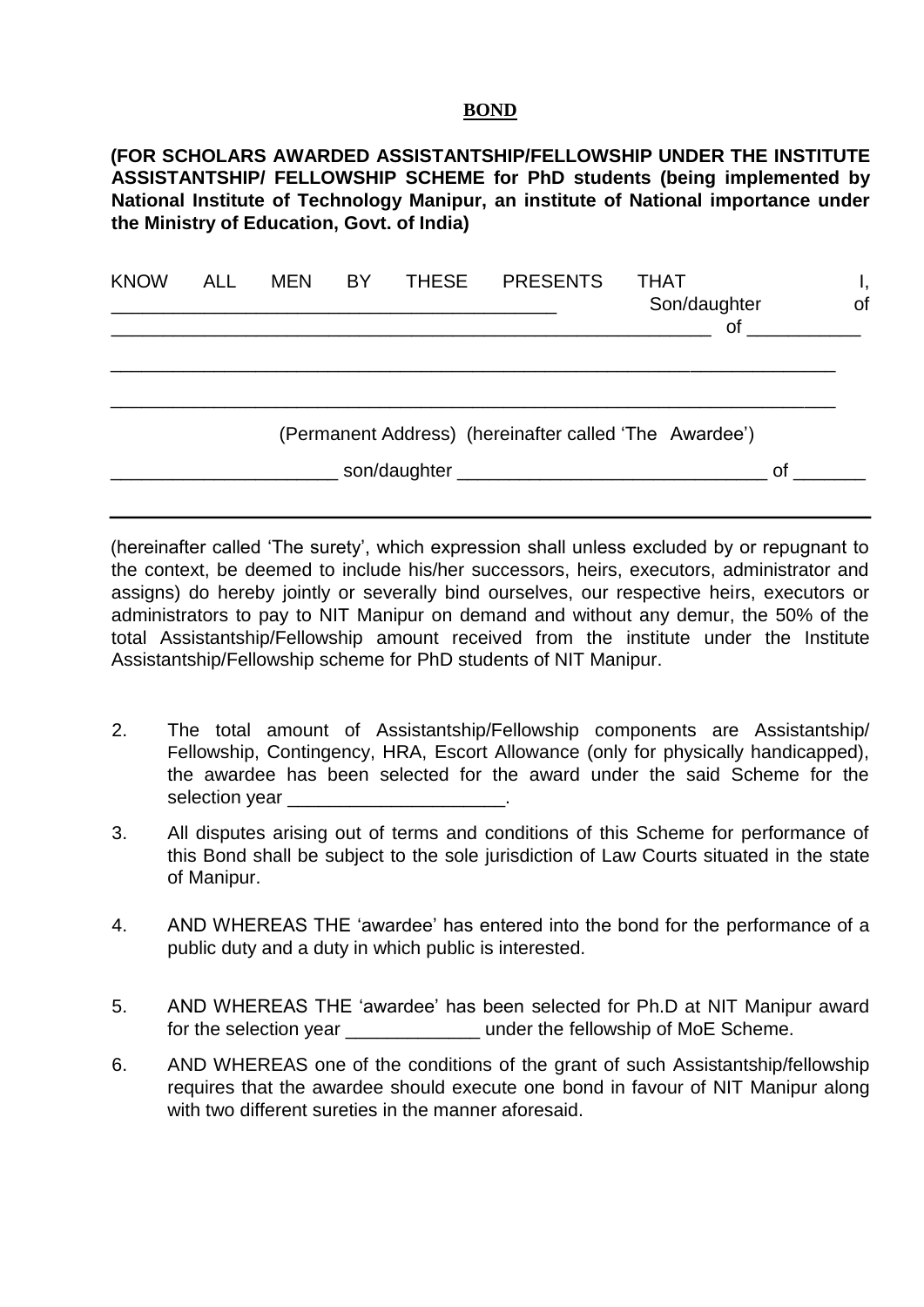**BOND**

**(FOR SCHOLARS AWARDED ASSISTANTSHIP/FELLOWSHIP UNDER THE INSTITUTE ASSISTANTSHIP/ FELLOWSHIP SCHEME for PhD students (being implemented by National Institute of Technology Manipur, an institute of National importance under the Ministry of Education, Govt. of India)**

KNOW ALL MEN BY THESE PRESENTS THAT I, ___________________________________________ Son/daughter of ___________________________________________________________ of ___________

________________________________________________________________________

________________________________________________________________________

(Permanent Address) (hereinafter called 'The Awardee')

_____________________ son/daughter _____________________________ of _______

________________________________________________________________________

(hereinafter called 'The surety', which expression shall unless excluded by or repugnant to the context, be deemed to include his/her successors, heirs, executors, administrator and assigns) do hereby jointly or severally bind ourselves, our respective heirs, executors or administrators to pay to NIT Manipur on demand and without any demur, the 50% of the total Assistantship/Fellowship amount received from the institute under the Institute Assistantship/Fellowship scheme for PhD students of NIT Manipur.

2. The total amount of Assistantship/Fellowship components are Assistantship/ Fellowship, Contingency, HRA, Escort Allowance (only for physically handicapped), the awardee has been selected for the award under the said Scheme for the selection year _____________________.

3. All disputes arising out of terms and conditions of this Scheme for performance of this Bond shall be subject to the sole jurisdiction of Law Courts situated in the state of Manipur.

4. AND WHEREAS THE 'awardee' has entered into the bond for the performance of a public duty and a duty in which public is interested.

5. AND WHEREAS THE 'awardee' has been selected for Ph.D at NIT Manipur award for the selection year _____________ under the fellowship of MoE Scheme.

6. AND WHEREAS one of the conditions of the grant of such Assistantship/fellowship requires that the awardee should execute one bond in favour of NIT Manipur along with two different sureties in the manner aforesaid.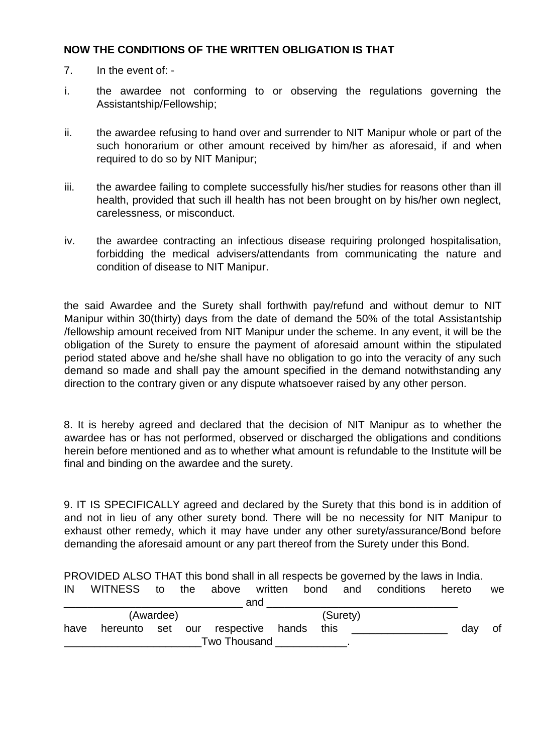**NOW THE CONDITIONS OF THE WRITTEN OBLIGATION IS THAT**

7. In the event of: -

i. the awardee not conforming to or observing the regulations governing the Assistantship/Fellowship;

ii. the awardee refusing to hand over and surrender to NIT Manipur whole or part of the such honorarium or other amount received by him/her as aforesaid, if and when required to do so by NIT Manipur;

iii. the awardee failing to complete successfully his/her studies for reasons other than ill health, provided that such ill health has not been brought on by his/her own neglect, carelessness, or misconduct.

iv. the awardee contracting an infectious disease requiring prolonged hospitalisation, forbidding the medical advisers/attendants from communicating the nature and condition of disease to NIT Manipur.

the said Awardee and the Surety shall forthwith pay/refund and without demur to NIT Manipur within 30(thirty) days from the date of demand the 50% of the total Assistantship /fellowship amount received from NIT Manipur under the scheme. In any event, it will be the obligation of the Surety to ensure the payment of aforesaid amount within the stipulated period stated above and he/she shall have no obligation to go into the veracity of any such demand so made and shall pay the amount specified in the demand notwithstanding any direction to the contrary given or any dispute whatsoever raised by any other person.

8. It is hereby agreed and declared that the decision of NIT Manipur as to whether the awardee has or has not performed, observed or discharged the obligations and conditions herein before mentioned and as to whether what amount is refundable to the Institute will be final and binding on the awardee and the surety.

9. IT IS SPECIFICALLY agreed and declared by the Surety that this bond is in addition of and not in lieu of any other surety bond. There will be no necessity for NIT Manipur to exhaust other remedy, which it may have under any other surety/assurance/Bond before demanding the aforesaid amount or any part thereof from the Surety under this Bond.

PROVIDED ALSO THAT this bond shall in all respects be governed by the laws in India.

IN WITNESS to the above written bond and conditions hereto we ______________________________ and ________________________________
(Awardee) (Surety)
have hereunto set our respective hands this ________________ day of _______________________Two Thousand ____________.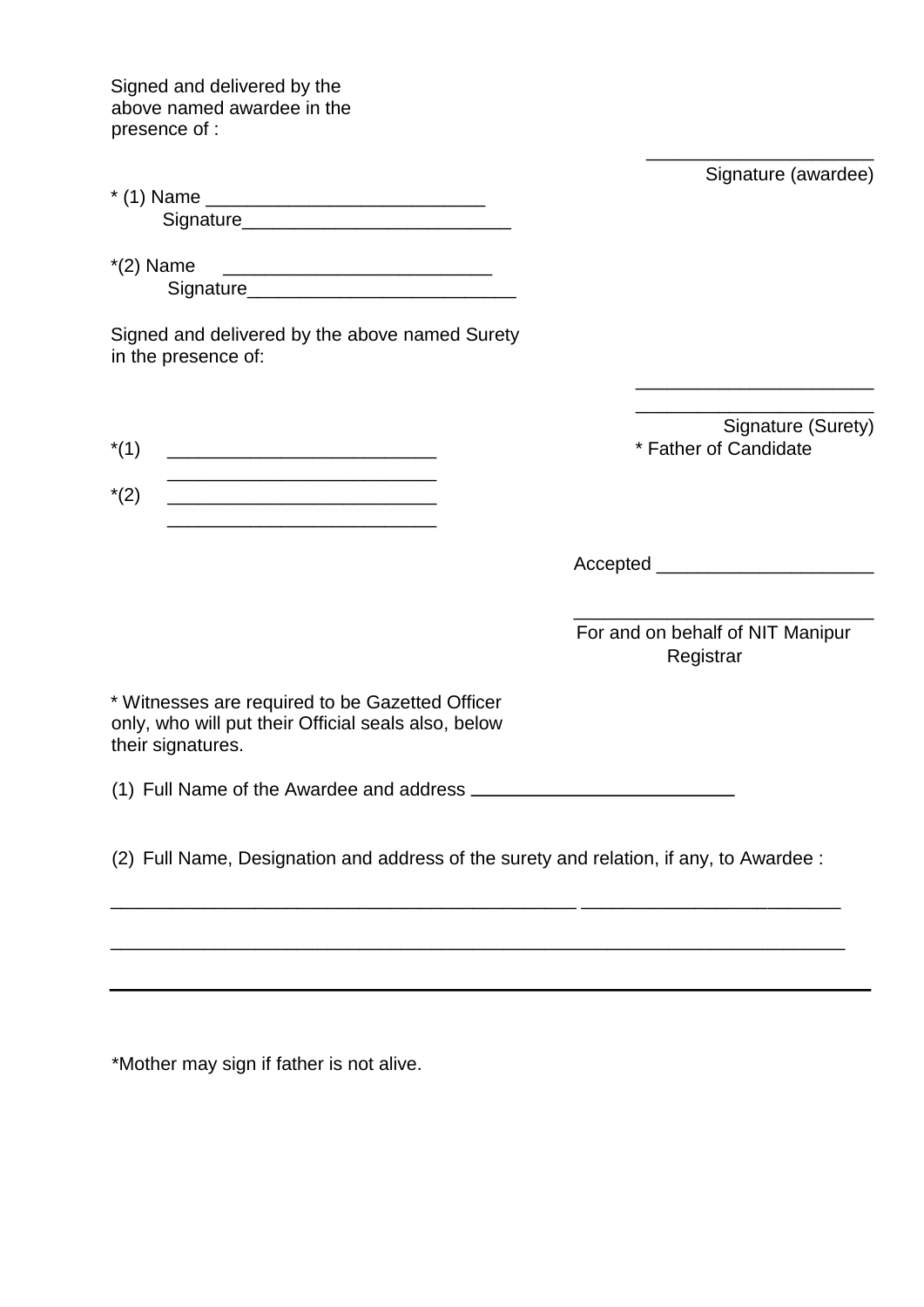Signed and delivered by the
above named awardee in the
presence of :

______________________
Signature (awardee)

* (1) Name __________________________
Signature_________________________

*(2) Name __________________________
Signature_________________________

Signed and delivered by the above named Surety
in the presence of:

______________________
______________________
Signature (Surety)
* Father of Candidate

*(1) __________________________
__________________________

*(2) __________________________
__________________________

Accepted ____________________

____________________________
For and on behalf of NIT Manipur
Registrar

* Witnesses are required to be Gazetted Officer only, who will put their Official seals also, below their signatures.

(1) Full Name of the Awardee and address _________________________

(2) Full Name, Designation and address of the surety and relation, if any, to Awardee :

______________________________________________ _________________________

_________________________________________________________________________

_________________________________________________________________________

*Mother may sign if father is not alive.